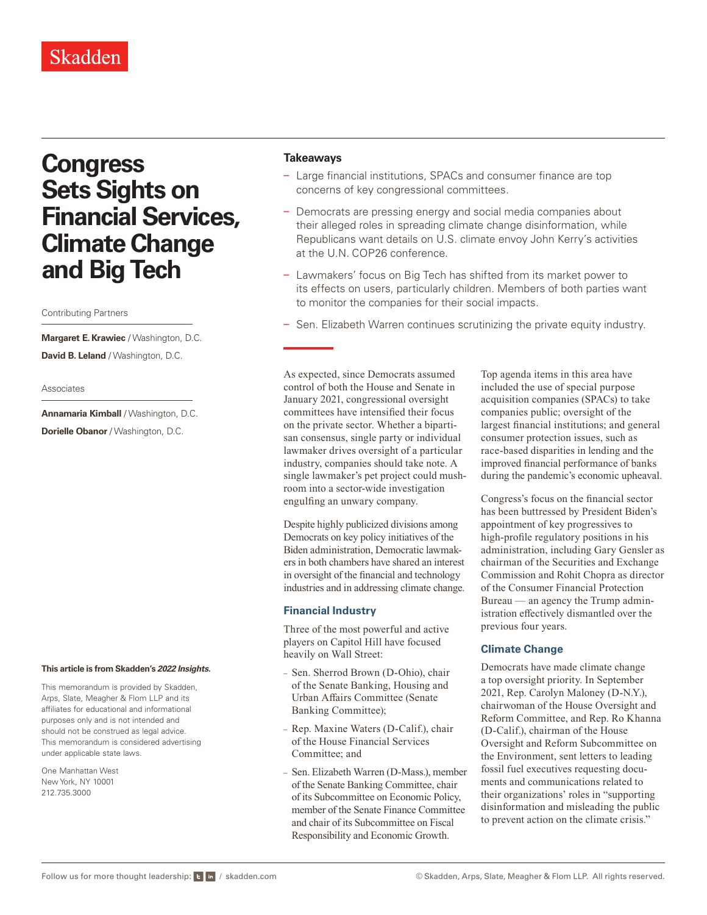Skadden

# Congress Sets Sights on Financial Services, Climate Change and Big Tech

Contributing Partners

**Margaret E. Krawiec** / Washington, D.C.

**David B. Leland** / Washington, D.C.

Associates

**Annamaria Kimball** / Washington, D.C.

**Dorielle Obanor** / Washington, D.C.

**This article is from Skadden's *2022 Insights*.**

This memorandum is provided by Skadden, Arps, Slate, Meagher & Flom LLP and its affiliates for educational and informational purposes only and is not intended and should not be construed as legal advice. This memorandum is considered advertising under applicable state laws.

One Manhattan West
New York, NY 10001
212.735.3000

### Takeaways

- Large financial institutions, SPACs and consumer finance are top concerns of key congressional committees.
- Democrats are pressing energy and social media companies about their alleged roles in spreading climate change disinformation, while Republicans want details on U.S. climate envoy John Kerry's activities at the U.N. COP26 conference.
- Lawmakers' focus on Big Tech has shifted from its market power to its effects on users, particularly children. Members of both parties want to monitor the companies for their social impacts.
- Sen. Elizabeth Warren continues scrutinizing the private equity industry.

As expected, since Democrats assumed control of both the House and Senate in January 2021, congressional oversight committees have intensified their focus on the private sector. Whether a bipartisan consensus, single party or individual lawmaker drives oversight of a particular industry, companies should take note. A single lawmaker's pet project could mushroom into a sector-wide investigation engulfing an unwary company.

Despite highly publicized divisions among Democrats on key policy initiatives of the Biden administration, Democratic lawmakers in both chambers have shared an interest in oversight of the financial and technology industries and in addressing climate change.

## Financial Industry

Three of the most powerful and active players on Capitol Hill have focused heavily on Wall Street:

- Sen. Sherrod Brown (D-Ohio), chair of the Senate Banking, Housing and Urban Affairs Committee (Senate Banking Committee);
- Rep. Maxine Waters (D-Calif.), chair of the House Financial Services Committee; and
- Sen. Elizabeth Warren (D-Mass.), member of the Senate Banking Committee, chair of its Subcommittee on Economic Policy, member of the Senate Finance Committee and chair of its Subcommittee on Fiscal Responsibility and Economic Growth.

Top agenda items in this area have included the use of special purpose acquisition companies (SPACs) to take companies public; oversight of the largest financial institutions; and general consumer protection issues, such as race-based disparities in lending and the improved financial performance of banks during the pandemic's economic upheaval.

Congress's focus on the financial sector has been buttressed by President Biden's appointment of key progressives to high-profile regulatory positions in his administration, including Gary Gensler as chairman of the Securities and Exchange Commission and Rohit Chopra as director of the Consumer Financial Protection Bureau — an agency the Trump administration effectively dismantled over the previous four years.

## Climate Change

Democrats have made climate change a top oversight priority. In September 2021, Rep. Carolyn Maloney (D-N.Y.), chairwoman of the House Oversight and Reform Committee, and Rep. Ro Khanna (D-Calif.), chairman of the House Oversight and Reform Subcommittee on the Environment, sent letters to leading fossil fuel executives requesting documents and communications related to their organizations' roles in "supporting disinformation and misleading the public to prevent action on the climate crisis."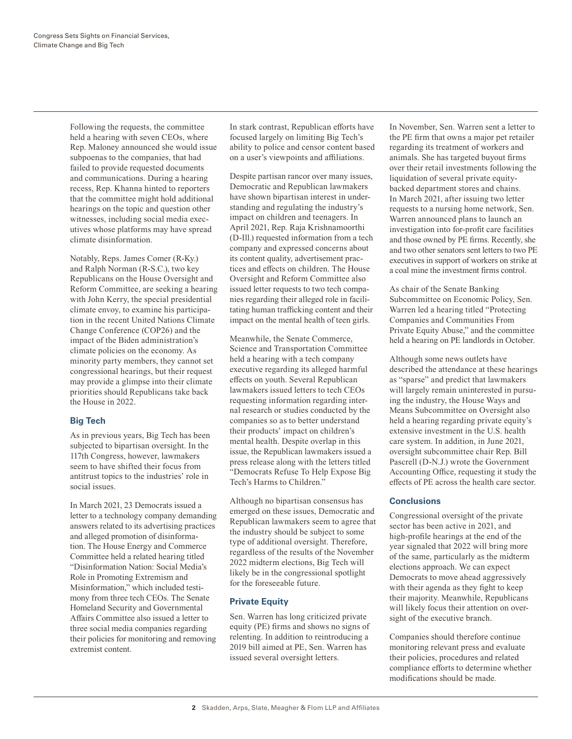Following the requests, the committee held a hearing with seven CEOs, where Rep. Maloney announced she would issue subpoenas to the companies, that had failed to provide requested documents and communications. During a hearing recess, Rep. Khanna hinted to reporters that the committee might hold additional hearings on the topic and question other witnesses, including social media executives whose platforms may have spread climate disinformation.

Notably, Reps. James Comer (R-Ky.) and Ralph Norman (R-S.C.), two key Republicans on the House Oversight and Reform Committee, are seeking a hearing with John Kerry, the special presidential climate envoy, to examine his participation in the recent United Nations Climate Change Conference (COP26) and the impact of the Biden administration's climate policies on the economy. As minority party members, they cannot set congressional hearings, but their request may provide a glimpse into their climate priorities should Republicans take back the House in 2022.

## Big Tech

As in previous years, Big Tech has been subjected to bipartisan oversight. In the 117th Congress, however, lawmakers seem to have shifted their focus from antitrust topics to the industries' role in social issues.

In March 2021, 23 Democrats issued a letter to a technology company demanding answers related to its advertising practices and alleged promotion of disinformation. The House Energy and Commerce Committee held a related hearing titled "Disinformation Nation: Social Media's Role in Promoting Extremism and Misinformation," which included testimony from three tech CEOs. The Senate Homeland Security and Governmental Affairs Committee also issued a letter to three social media companies regarding their policies for monitoring and removing extremist content.

In stark contrast, Republican efforts have focused largely on limiting Big Tech's ability to police and censor content based on a user's viewpoints and affiliations.

Despite partisan rancor over many issues, Democratic and Republican lawmakers have shown bipartisan interest in understanding and regulating the industry's impact on children and teenagers. In April 2021, Rep. Raja Krishnamoorthi (D-Ill.) requested information from a tech company and expressed concerns about its content quality, advertisement practices and effects on children. The House Oversight and Reform Committee also issued letter requests to two tech companies regarding their alleged role in facilitating human trafficking content and their impact on the mental health of teen girls.

Meanwhile, the Senate Commerce, Science and Transportation Committee held a hearing with a tech company executive regarding its alleged harmful effects on youth. Several Republican lawmakers issued letters to tech CEOs requesting information regarding internal research or studies conducted by the companies so as to better understand their products' impact on children's mental health. Despite overlap in this issue, the Republican lawmakers issued a press release along with the letters titled "Democrats Refuse To Help Expose Big Tech's Harms to Children."

Although no bipartisan consensus has emerged on these issues, Democratic and Republican lawmakers seem to agree that the industry should be subject to some type of additional oversight. Therefore, regardless of the results of the November 2022 midterm elections, Big Tech will likely be in the congressional spotlight for the foreseeable future.

## Private Equity

Sen. Warren has long criticized private equity (PE) firms and shows no signs of relenting. In addition to reintroducing a 2019 bill aimed at PE, Sen. Warren has issued several oversight letters.

In November, Sen. Warren sent a letter to the PE firm that owns a major pet retailer regarding its treatment of workers and animals. She has targeted buyout firms over their retail investments following the liquidation of several private equity-backed department stores and chains. In March 2021, after issuing two letter requests to a nursing home network, Sen. Warren announced plans to launch an investigation into for-profit care facilities and those owned by PE firms. Recently, she and two other senators sent letters to two PE executives in support of workers on strike at a coal mine the investment firms control.

As chair of the Senate Banking Subcommittee on Economic Policy, Sen. Warren led a hearing titled "Protecting Companies and Communities From Private Equity Abuse," and the committee held a hearing on PE landlords in October.

Although some news outlets have described the attendance at these hearings as "sparse" and predict that lawmakers will largely remain uninterested in pursuing the industry, the House Ways and Means Subcommittee on Oversight also held a hearing regarding private equity's extensive investment in the U.S. health care system. In addition, in June 2021, oversight subcommittee chair Rep. Bill Pascrell (D-N.J.) wrote the Government Accounting Office, requesting it study the effects of PE across the health care sector.

## Conclusions

Congressional oversight of the private sector has been active in 2021, and high-profile hearings at the end of the year signaled that 2022 will bring more of the same, particularly as the midterm elections approach. We can expect Democrats to move ahead aggressively with their agenda as they fight to keep their majority. Meanwhile, Republicans will likely focus their attention on oversight of the executive branch.

Companies should therefore continue monitoring relevant press and evaluate their policies, procedures and related compliance efforts to determine whether modifications should be made.